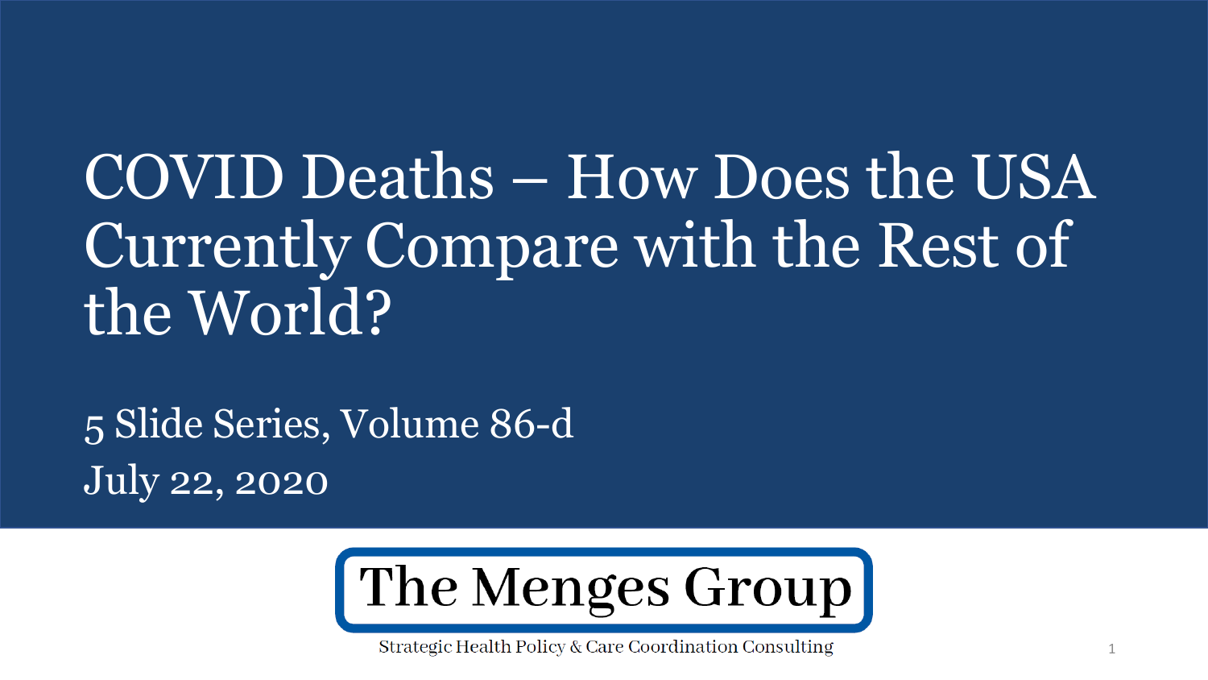# COVID Deaths – How Does the USA Currently Compare with the Rest of the World?

5 Slide Series, Volume 86-d

July 22, 2020

**The Menges Group**

Strategic Health Policy & Care Coordination Consulting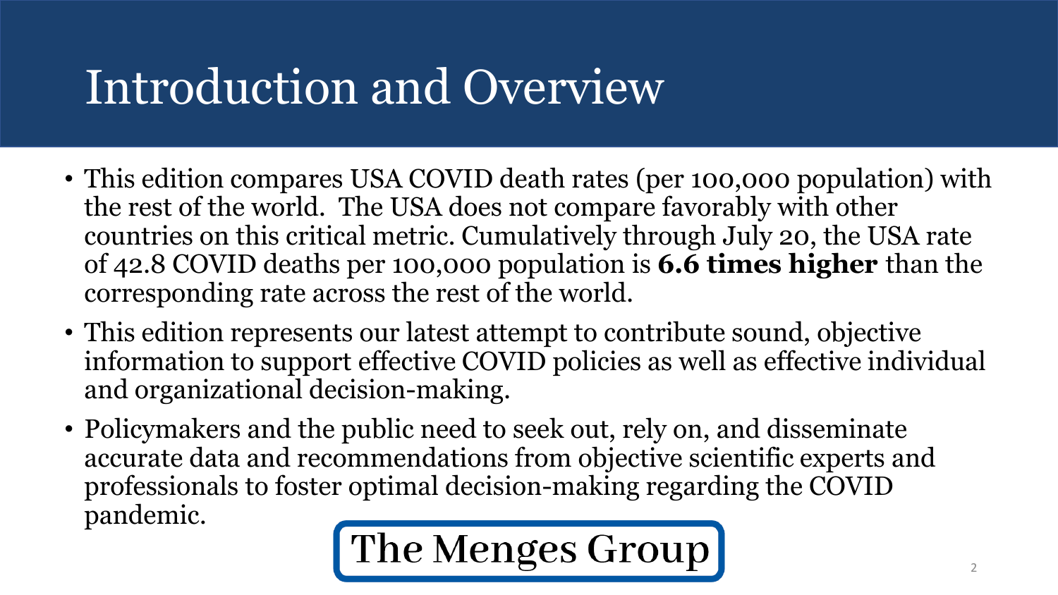# Introduction and Overview

- This edition compares USA COVID death rates (per 100,000 population) with the rest of the world. The USA does not compare favorably with other countries on this critical metric. Cumulatively through July 20, the USA rate of 42.8 COVID deaths per 100,000 population is **6.6 times higher** than the corresponding rate across the rest of the world.
- This edition represents our latest attempt to contribute sound, objective information to support effective COVID policies as well as effective individual and organizational decision-making.
- Policymakers and the public need to seek out, rely on, and disseminate accurate data and recommendations from objective scientific experts and professionals to foster optimal decision-making regarding the COVID pandemic.

The Menges Group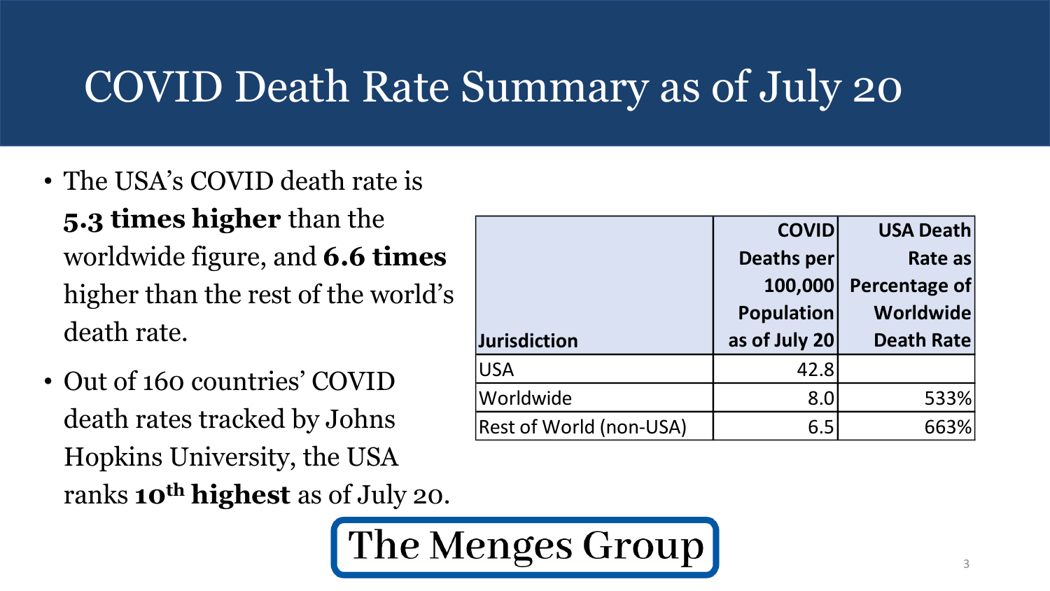# COVID Death Rate Summary as of July 20

- The USA's COVID death rate is **5.3 times higher** than the worldwide figure, and **6.6 times** higher than the rest of the world's death rate.
- Out of 160 countries' COVID death rates tracked by Johns Hopkins University, the USA ranks **10th highest** as of July 20.

| Jurisdiction | COVID Deaths per 100,000 Population as of July 20 | USA Death Rate as Percentage of Worldwide Death Rate |
|---|---|---|
| USA | 42.8 | |
| Worldwide | 8.0 | 533% |
| Rest of World (non-USA) | 6.5 | 663% |

The Menges Group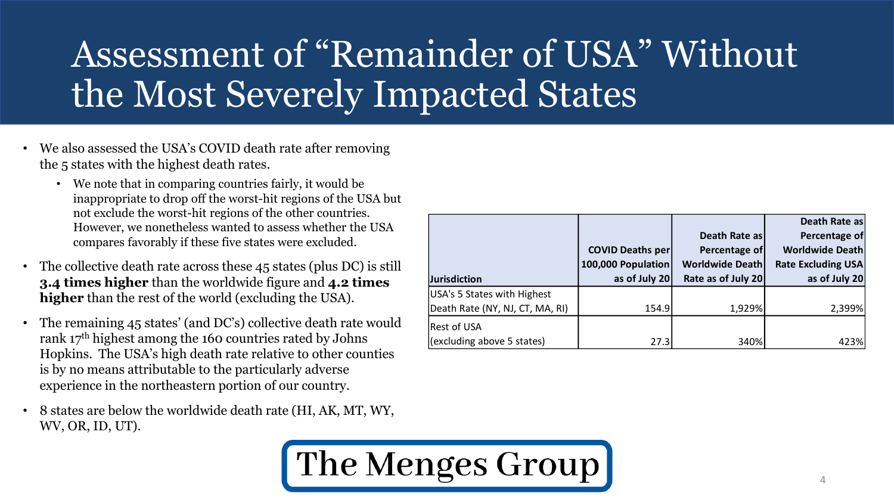# Assessment of “Remainder of USA” Without the Most Severely Impacted States

- We also assessed the USA’s COVID death rate after removing the 5 states with the highest death rates.
  - We note that in comparing countries fairly, it would be inappropriate to drop off the worst-hit regions of the USA but not exclude the worst-hit regions of the other countries. However, we nonetheless wanted to assess whether the USA compares favorably if these five states were excluded.
- The collective death rate across these 45 states (plus DC) is still **3.4 times higher** than the worldwide figure and **4.2 times higher** than the rest of the world (excluding the USA).
- The remaining 45 states’ (and DC’s) collective death rate would rank 17th highest among the 160 countries rated by Johns Hopkins. The USA’s high death rate relative to other counties is by no means attributable to the particularly adverse experience in the northeastern portion of our country.
- 8 states are below the worldwide death rate (HI, AK, MT, WY, WV, OR, ID, UT).

| Jurisdiction | COVID Deaths per 100,000 Population as of July 20 | Death Rate as Percentage of Worldwide Death Rate as of July 20 | Death Rate as Percentage of Worldwide Death Rate Excluding USA as of July 20 |
|---|---|---|---|
| USA's 5 States with Highest Death Rate (NY, NJ, CT, MA, RI) | 154.9 | 1,929% | 2,399% |
| Rest of USA (excluding above 5 states) | 27.3 | 340% | 423% |

The Menges Group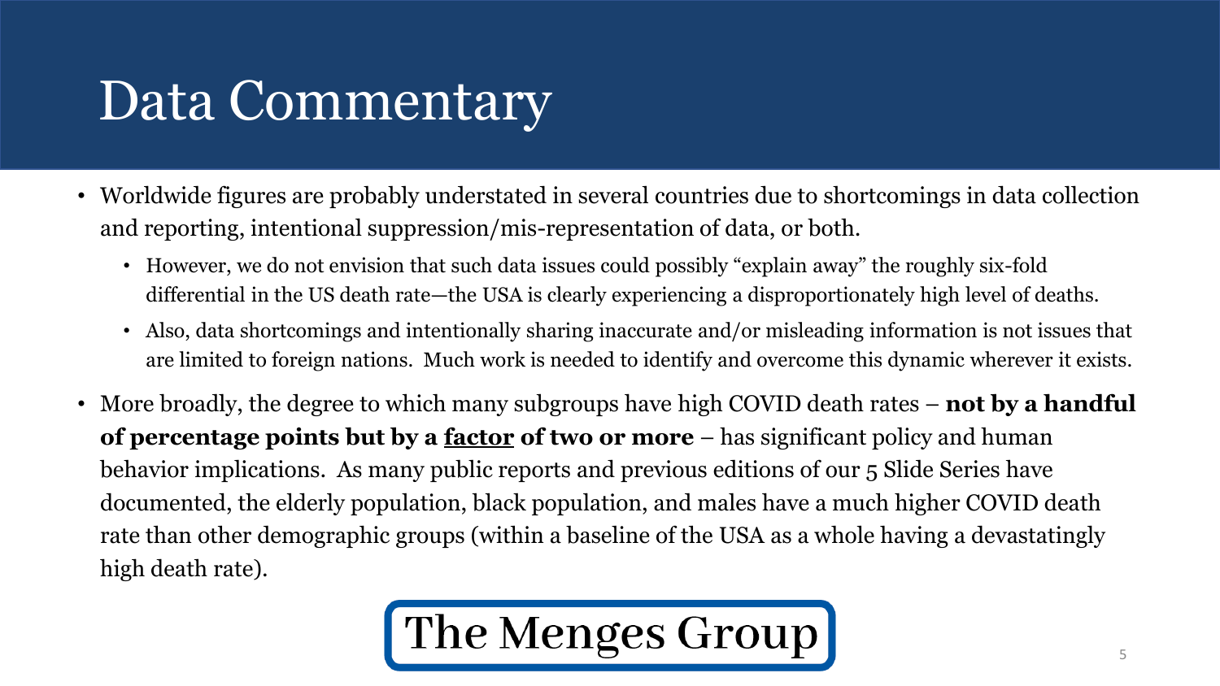# Data Commentary

- Worldwide figures are probably understated in several countries due to shortcomings in data collection and reporting, intentional suppression/mis-representation of data, or both.
  - However, we do not envision that such data issues could possibly "explain away" the roughly six-fold differential in the US death rate—the USA is clearly experiencing a disproportionately high level of deaths.
  - Also, data shortcomings and intentionally sharing inaccurate and/or misleading information is not issues that are limited to foreign nations. Much work is needed to identify and overcome this dynamic wherever it exists.
- More broadly, the degree to which many subgroups have high COVID death rates – **not by a handful of percentage points but by a <u>factor</u> of two or more** – has significant policy and human behavior implications. As many public reports and previous editions of our 5 Slide Series have documented, the elderly population, black population, and males have a much higher COVID death rate than other demographic groups (within a baseline of the USA as a whole having a devastatingly high death rate).

The Menges Group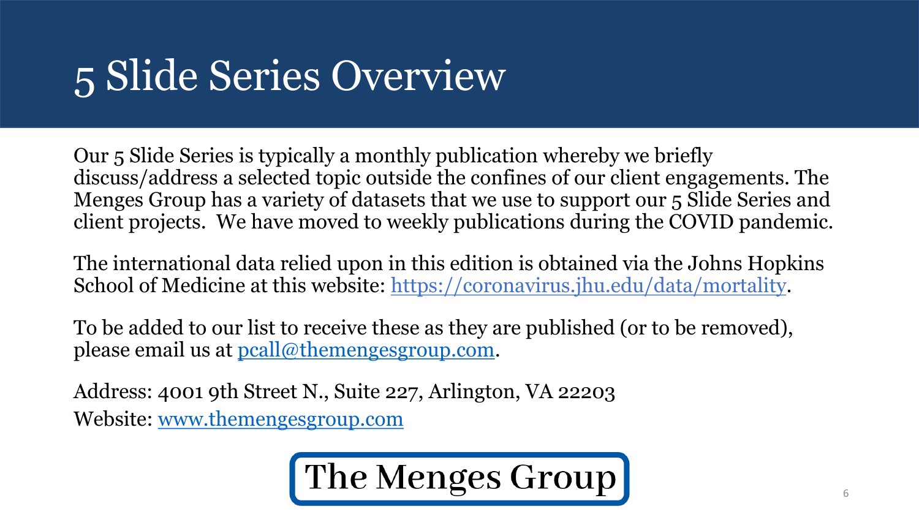# 5 Slide Series Overview

Our 5 Slide Series is typically a monthly publication whereby we briefly discuss/address a selected topic outside the confines of our client engagements. The Menges Group has a variety of datasets that we use to support our 5 Slide Series and client projects. We have moved to weekly publications during the COVID pandemic.

The international data relied upon in this edition is obtained via the Johns Hopkins School of Medicine at this website: https://coronavirus.jhu.edu/data/mortality.

To be added to our list to receive these as they are published (or to be removed), please email us at pcall@themengesgroup.com.

Address: 4001 9th Street N., Suite 227, Arlington, VA 22203

Website: www.themengesgroup.com

The Menges Group